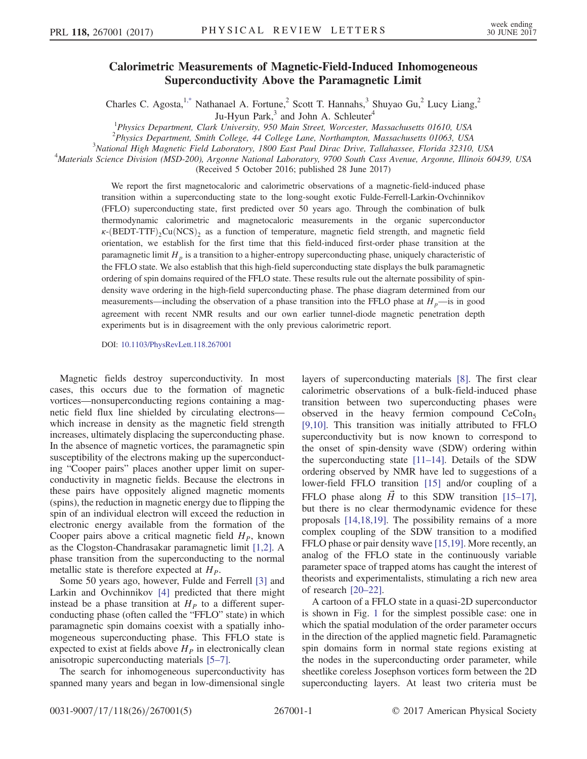# Calorimetric Measurements of Magnetic-Field-Induced Inhomogeneous Superconductivity Above the Paramagnetic Limit

Charles C. Agosta,[1,*] Nathanael A. Fortune,[2] Scott T. Hannahs,[3] Shuyao Gu,[2] Lucy Liang,[2] Ju-Hyun Park,[3] and John A. Schlueter[4]

[1]Physics Department, Clark University, 950 Main Street, Worcester, Massachusetts 01610, USA
[2]Physics Department, Smith College, 44 College Lane, Northampton, Massachusetts 01063, USA
[3]National High Magnetic Field Laboratory, 1800 East Paul Dirac Drive, Tallahassee, Florida 32310, USA
[4]Materials Science Division (MSD-200), Argonne National Laboratory, 9700 South Cass Avenue, Argonne, Illinois 60439, USA

(Received 5 October 2016; published 28 June 2017)

We report the first magnetocaloric and calorimetric observations of a magnetic-field-induced phase transition within a superconducting state to the long-sought exotic Fulde-Ferrell-Larkin-Ovchinnikov (FFLO) superconducting state, first predicted over 50 years ago. Through the combination of bulk thermodynamic calorimetric and magnetocaloric measurements in the organic superconductor $\kappa$-$(BEDT\text{-}TTF)_2Cu(NCS)_2$ as a function of temperature, magnetic field strength, and magnetic field orientation, we establish for the first time that this field-induced first-order phase transition at the paramagnetic limit $H_p$ is a transition to a higher-entropy superconducting phase, uniquely characteristic of the FFLO state. We also establish that this high-field superconducting state displays the bulk paramagnetic ordering of spin domains required of the FFLO state. These results rule out the alternate possibility of spin-density wave ordering in the high-field superconducting phase. The phase diagram determined from our measurements—including the observation of a phase transition into the FFLO phase at $H_p$—is in good agreement with recent NMR results and our own earlier tunnel-diode magnetic penetration depth experiments but is in disagreement with the only previous calorimetric report.

DOI: 10.1103/PhysRevLett.118.267001

Magnetic fields destroy superconductivity. In most cases, this occurs due to the formation of magnetic vortices—nonsuperconducting regions containing a magnetic field flux line shielded by circulating electrons—which increase in density as the magnetic field strength increases, ultimately displacing the superconducting phase. In the absence of magnetic vortices, the paramagnetic spin susceptibility of the electrons making up the superconducting "Cooper pairs" places another upper limit on superconductivity in magnetic fields. Because the electrons in these pairs have oppositely aligned magnetic moments (spins), the reduction in magnetic energy due to flipping the spin of an individual electron will exceed the reduction in electronic energy available from the formation of the Cooper pairs above a critical magnetic field $H_P$, known as the Clogston-Chandrasakar paramagnetic limit [1,2]. A phase transition from the superconducting to the normal metallic state is therefore expected at $H_P$.

Some 50 years ago, however, Fulde and Ferrell [3] and Larkin and Ovchinnikov [4] predicted that there might instead be a phase transition at $H_P$ to a different superconducting phase (often called the "FFLO" state) in which paramagnetic spin domains coexist with a spatially inhomogeneous superconducting phase. This FFLO state is expected to exist at fields above $H_P$ in electronically clean anisotropic superconducting materials [5–7].

The search for inhomogeneous superconductivity has spanned many years and began in low-dimensional single layers of superconducting materials [8]. The first clear calorimetric observations of a bulk-field-induced phase transition between two superconducting phases were observed in the heavy fermion compound $CeCoIn_5$ [9,10]. This transition was initially attributed to FFLO superconductivity but is now known to correspond to the onset of spin-density wave (SDW) ordering within the superconducting state [11–14]. Details of the SDW ordering observed by NMR have led to suggestions of a lower-field FFLO transition [15] and/or coupling of a FFLO phase along $\vec{H}$ to this SDW transition [15–17], but there is no clear thermodynamic evidence for these proposals [14,18,19]. The possibility remains of a more complex coupling of the SDW transition to a modified FFLO phase or pair density wave [15,19]. More recently, an analog of the FFLO state in the continuously variable parameter space of trapped atoms has caught the interest of theorists and experimentalists, stimulating a rich new area of research [20–22].

A cartoon of a FFLO state in a quasi-2D superconductor is shown in Fig. 1 for the simplest possible case: one in which the spatial modulation of the order parameter occurs in the direction of the applied magnetic field. Paramagnetic spin domains form in normal state regions existing at the nodes in the superconducting order parameter, while sheetlike coreless Josephson vortices form between the 2D superconducting layers. At least two criteria must be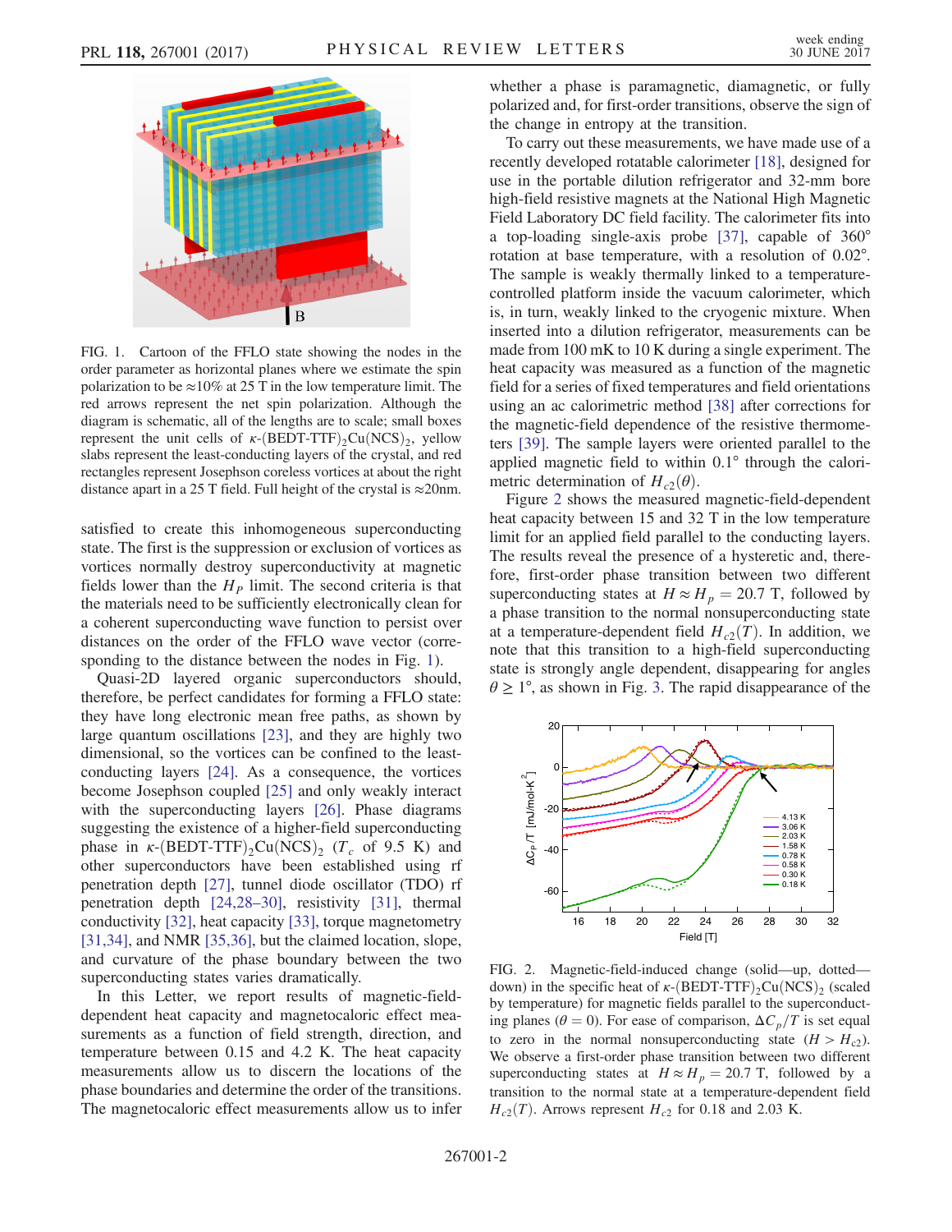FIG. 1. Cartoon of the FFLO state showing the nodes in the order parameter as horizontal planes where we estimate the spin polarization to be ≈10% at 25 T in the low temperature limit. The red arrows represent the net spin polarization. Although the diagram is schematic, all of the lengths are to scale; small boxes represent the unit cells of $\kappa$-(BEDT-TTF)$_2$Cu(NCS)$_2$, yellow slabs represent the least-conducting layers of the crystal, and red rectangles represent Josephson coreless vortices at about the right distance apart in a 25 T field. Full height of the crystal is ≈20nm.

satisfied to create this inhomogeneous superconducting state. The first is the suppression or exclusion of vortices as vortices normally destroy superconductivity at magnetic fields lower than the $H_P$ limit. The second criteria is that the materials need to be sufficiently electronically clean for a coherent superconducting wave function to persist over distances on the order of the FFLO wave vector (corresponding to the distance between the nodes in Fig. 1).

Quasi-2D layered organic superconductors should, therefore, be perfect candidates for forming a FFLO state: they have long electronic mean free paths, as shown by large quantum oscillations [23], and they are highly two dimensional, so the vortices can be confined to the least-conducting layers [24]. As a consequence, the vortices become Josephson coupled [25] and only weakly interact with the superconducting layers [26]. Phase diagrams suggesting the existence of a higher-field superconducting phase in $\kappa$-(BEDT-TTF)$_2$Cu(NCS)$_2$ ($T_c$ of 9.5 K) and other superconductors have been established using rf penetration depth [27], tunnel diode oscillator (TDO) rf penetration depth [24,28–30], resistivity [31], thermal conductivity [32], heat capacity [33], torque magnetometry [31,34], and NMR [35,36], but the claimed location, slope, and curvature of the phase boundary between the two superconducting states varies dramatically.

In this Letter, we report results of magnetic-field-dependent heat capacity and magnetocaloric effect measurements as a function of field strength, direction, and temperature between 0.15 and 4.2 K. The heat capacity measurements allow us to discern the locations of the phase boundaries and determine the order of the transitions. The magnetocaloric effect measurements allow us to infer whether a phase is paramagnetic, diamagnetic, or fully polarized and, for first-order transitions, observe the sign of the change in entropy at the transition.

To carry out these measurements, we have made use of a recently developed rotatable calorimeter [18], designed for use in the portable dilution refrigerator and 32-mm bore high-field resistive magnets at the National High Magnetic Field Laboratory DC field facility. The calorimeter fits into a top-loading single-axis probe [37], capable of 360° rotation at base temperature, with a resolution of 0.02°. The sample is weakly thermally linked to a temperature-controlled platform inside the vacuum calorimeter, which is, in turn, weakly linked to the cryogenic mixture. When inserted into a dilution refrigerator, measurements can be made from 100 mK to 10 K during a single experiment. The heat capacity was measured as a function of the magnetic field for a series of fixed temperatures and field orientations using an ac calorimetric method [38] after corrections for the magnetic-field dependence of the resistive thermometers [39]. The sample layers were oriented parallel to the applied magnetic field to within 0.1° through the calorimetric determination of $H_{c2}(\theta)$.

Figure 2 shows the measured magnetic-field-dependent heat capacity between 15 and 32 T in the low temperature limit for an applied field parallel to the conducting layers. The results reveal the presence of a hysteretic and, therefore, first-order phase transition between two different superconducting states at $H \approx H_p = 20.7$ T, followed by a phase transition to the normal nonsuperconducting state at a temperature-dependent field $H_{c2}(T)$. In addition, we note that this transition to a high-field superconducting state is strongly angle dependent, disappearing for angles $\theta \geq 1°$, as shown in Fig. 3. The rapid disappearance of the

FIG. 2. Magnetic-field-induced change (solid—up, dotted—down) in the specific heat of $\kappa$-(BEDT-TTF)$_2$Cu(NCS)$_2$ (scaled by temperature) for magnetic fields parallel to the superconducting planes ($\theta = 0$). For ease of comparison, $\Delta C_p/T$ is set equal to zero in the normal nonsuperconducting state ($H > H_{c2}$). We observe a first-order phase transition between two different superconducting states at $H \approx H_p = 20.7$ T, followed by a transition to the normal state at a temperature-dependent field $H_{c2}(T)$. Arrows represent $H_{c2}$ for 0.18 and 2.03 K.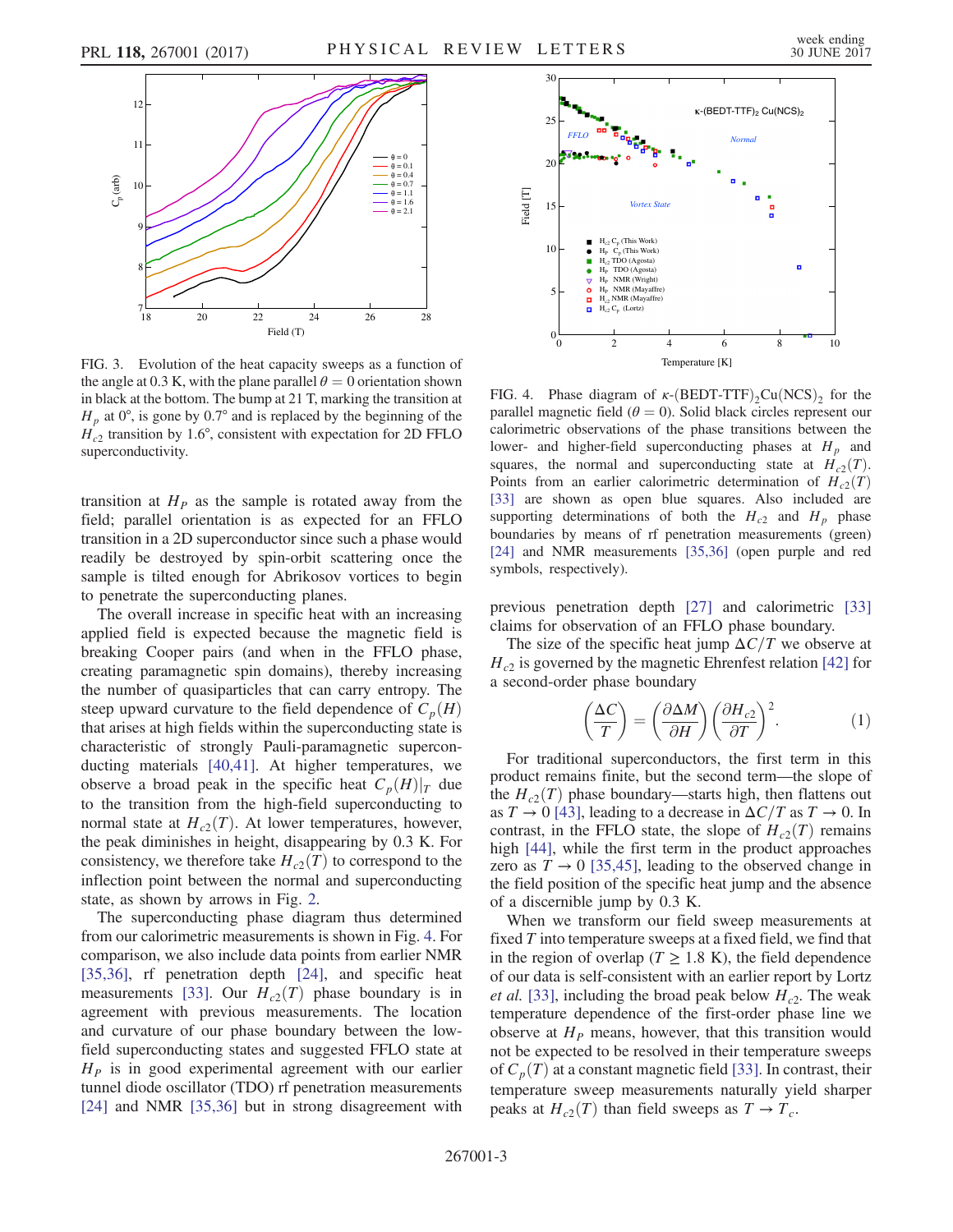FIG. 3. Evolution of the heat capacity sweeps as a function of the angle at 0.3 K, with the plane parallel $\theta = 0$ orientation shown in black at the bottom. The bump at 21 T, marking the transition at $H_p$ at 0°, is gone by 0.7° and is replaced by the beginning of the $H_{c2}$ transition by 1.6°, consistent with expectation for 2D FFLO superconductivity.

transition at $H_P$ as the sample is rotated away from the field; parallel orientation is as expected for an FFLO transition in a 2D superconductor since such a phase would readily be destroyed by spin-orbit scattering once the sample is tilted enough for Abrikosov vortices to begin to penetrate the superconducting planes.

The overall increase in specific heat with an increasing applied field is expected because the magnetic field is breaking Cooper pairs (and when in the FFLO phase, creating paramagnetic spin domains), thereby increasing the number of quasiparticles that can carry entropy. The steep upward curvature to the field dependence of $C_p(H)$ that arises at high fields within the superconducting state is characteristic of strongly Pauli-paramagnetic superconducting materials [40,41]. At higher temperatures, we observe a broad peak in the specific heat $C_p(H)|_T$ due to the transition from the high-field superconducting to normal state at $H_{c2}(T)$. At lower temperatures, however, the peak diminishes in height, disappearing by 0.3 K. For consistency, we therefore take $H_{c2}(T)$ to correspond to the inflection point between the normal and superconducting state, as shown by arrows in Fig. 2.

The superconducting phase diagram thus determined from our calorimetric measurements is shown in Fig. 4. For comparison, we also include data points from earlier NMR [35,36], rf penetration depth [24], and specific heat measurements [33]. Our $H_{c2}(T)$ phase boundary is in agreement with previous measurements. The location and curvature of our phase boundary between the low-field superconducting states and suggested FFLO state at $H_P$ is in good experimental agreement with our earlier tunnel diode oscillator (TDO) rf penetration measurements [24] and NMR [35,36] but in strong disagreement with previous penetration depth [27] and calorimetric [33] claims for observation of an FFLO phase boundary.

FIG. 4. Phase diagram of $\kappa$-(BEDT-TTF)$_2$Cu(NCS)$_2$ for the parallel magnetic field ($\theta = 0$). Solid black circles represent our calorimetric observations of the phase transitions between the lower- and higher-field superconducting phases at $H_p$ and squares, the normal and superconducting state at $H_{c2}(T)$. Points from an earlier calorimetric determination of $H_{c2}(T)$ [33] are shown as open blue squares. Also included are supporting determinations of both the $H_{c2}$ and $H_p$ phase boundaries by means of rf penetration measurements (green) [24] and NMR measurements [35,36] (open purple and red symbols, respectively).

The size of the specific heat jump $\Delta C/T$ we observe at $H_{c2}$ is governed by the magnetic Ehrenfest relation [42] for a second-order phase boundary

$$\left(\frac{\Delta C}{T}\right) = \left(\frac{\partial \Delta M}{\partial H}\right)\left(\frac{\partial H_{c2}}{\partial T}\right)^2. \tag{1}$$

For traditional superconductors, the first term in this product remains finite, but the second term—the slope of the $H_{c2}(T)$ phase boundary—starts high, then flattens out as $T \to 0$ [43], leading to a decrease in $\Delta C/T$ as $T \to 0$. In contrast, in the FFLO state, the slope of $H_{c2}(T)$ remains high [44], while the first term in the product approaches zero as $T \to 0$ [35,45], leading to the observed change in the field position of the specific heat jump and the absence of a discernible jump by 0.3 K.

When we transform our field sweep measurements at fixed $T$ into temperature sweeps at a fixed field, we find that in the region of overlap ($T \geq 1.8$ K), the field dependence of our data is self-consistent with an earlier report by Lortz *et al.* [33], including the broad peak below $H_{c2}$. The weak temperature dependence of the first-order phase line we observe at $H_P$ means, however, that this transition would not be expected to be resolved in their temperature sweeps of $C_p(T)$ at a constant magnetic field [33]. In contrast, their temperature sweep measurements naturally yield sharper peaks at $H_{c2}(T)$ than field sweeps as $T \to T_c$.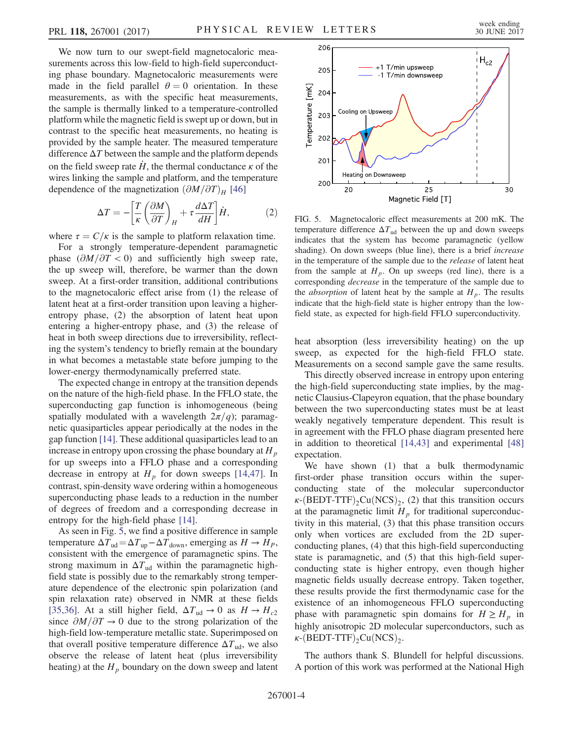We now turn to our swept-field magnetocaloric measurements across this low-field to high-field superconducting phase boundary. Magnetocaloric measurements were made in the field parallel $\theta = 0$ orientation. In these measurements, as with the specific heat measurements, the sample is thermally linked to a temperature-controlled platform while the magnetic field is swept up or down, but in contrast to the specific heat measurements, no heating is provided by the sample heater. The measured temperature difference $\Delta T$ between the sample and the platform depends on the field sweep rate $\dot{H}$, the thermal conductance $\kappa$ of the wires linking the sample and platform, and the temperature dependence of the magnetization $(\partial M/\partial T)_H$ [46]

$$\Delta T = -\left[\frac{T}{\kappa}\left(\frac{\partial M}{\partial T}\right)_H + \tau\frac{d\Delta T}{dH}\right]\dot{H}, \tag{2}$$

where $\tau = C/\kappa$ is the sample to platform relaxation time.

For a strongly temperature-dependent paramagnetic phase $(\partial M/\partial T < 0)$ and sufficiently high sweep rate, the up sweep will, therefore, be warmer than the down sweep. At a first-order transition, additional contributions to the magnetocaloric effect arise from (1) the release of latent heat at a first-order transition upon leaving a higher-entropy phase, (2) the absorption of latent heat upon entering a higher-entropy phase, and (3) the release of heat in both sweep directions due to irreversibility, reflecting the system's tendency to briefly remain at the boundary in what becomes a metastable state before jumping to the lower-energy thermodynamically preferred state.

The expected change in entropy at the transition depends on the nature of the high-field phase. In the FFLO state, the superconducting gap function is inhomogeneous (being spatially modulated with a wavelength $2\pi/q$); paramagnetic quasiparticles appear periodically at the nodes in the gap function [14]. These additional quasiparticles lead to an increase in entropy upon crossing the phase boundary at $H_p$ for up sweeps into a FFLO phase and a corresponding decrease in entropy at $H_p$ for down sweeps [14,47]. In contrast, spin-density wave ordering within a homogeneous superconducting phase leads to a reduction in the number of degrees of freedom and a corresponding decrease in entropy for the high-field phase [14].

As seen in Fig. 5, we find a positive difference in sample temperature $\Delta T_{\mathrm{ud}} = \Delta T_{\mathrm{up}} - \Delta T_{\mathrm{down}}$, emerging as $H \to H_P$, consistent with the emergence of paramagnetic spins. The strong maximum in $\Delta T_{\mathrm{ud}}$ within the paramagnetic high-field state is possibly due to the remarkably strong temperature dependence of the electronic spin polarization (and spin relaxation rate) observed in NMR at these fields [35,36]. At a still higher field, $\Delta T_{\mathrm{ud}} \to 0$ as $H \to H_{c2}$ since $\partial M/\partial T \to 0$ due to the strong polarization of the high-field low-temperature metallic state. Superimposed on that overall positive temperature difference $\Delta T_{\mathrm{ud}}$, we also observe the release of latent heat (plus irreversibility heating) at the $H_p$ boundary on the down sweep and latent heat absorption (less irreversibility heating) on the up sweep, as expected for the high-field FFLO state. Measurements on a second sample gave the same results.

FIG. 5. Magnetocaloric effect measurements at 200 mK. The temperature difference $\Delta T_{\mathrm{ud}}$ between the up and down sweeps indicates that the system has become paramagnetic (yellow shading). On down sweeps (blue line), there is a brief *increase* in the temperature of the sample due to the *release* of latent heat from the sample at $H_p$. On up sweeps (red line), there is a corresponding *decrease* in the temperature of the sample due to the *absorption* of latent heat by the sample at $H_p$. The results indicate that the high-field state is higher entropy than the low-field state, as expected for high-field FFLO superconductivity.

This directly observed increase in entropy upon entering the high-field superconducting state implies, by the magnetic Clausius-Clapeyron equation, that the phase boundary between the two superconducting states must be at least weakly negatively temperature dependent. This result is in agreement with the FFLO phase diagram presented here in addition to theoretical [14,43] and experimental [48] expectation.

We have shown (1) that a bulk thermodynamic first-order phase transition occurs within the superconducting state of the molecular superconductor $\kappa$-(BEDT-TTF)$_2$Cu(NCS)$_2$, (2) that this transition occurs at the paramagnetic limit $H_p$ for traditional superconductivity in this material, (3) that this phase transition occurs only when vortices are excluded from the 2D superconducting planes, (4) that this high-field superconducting state is paramagnetic, and (5) that this high-field superconducting state is higher entropy, even though higher magnetic fields usually decrease entropy. Taken together, these results provide the first thermodynamic case for the existence of an inhomogeneous FFLO superconducting phase with paramagnetic spin domains for $H \geq H_p$ in highly anisotropic 2D molecular superconductors, such as $\kappa$-(BEDT-TTF)$_2$Cu(NCS)$_2$.

The authors thank S. Blundell for helpful discussions. A portion of this work was performed at the National High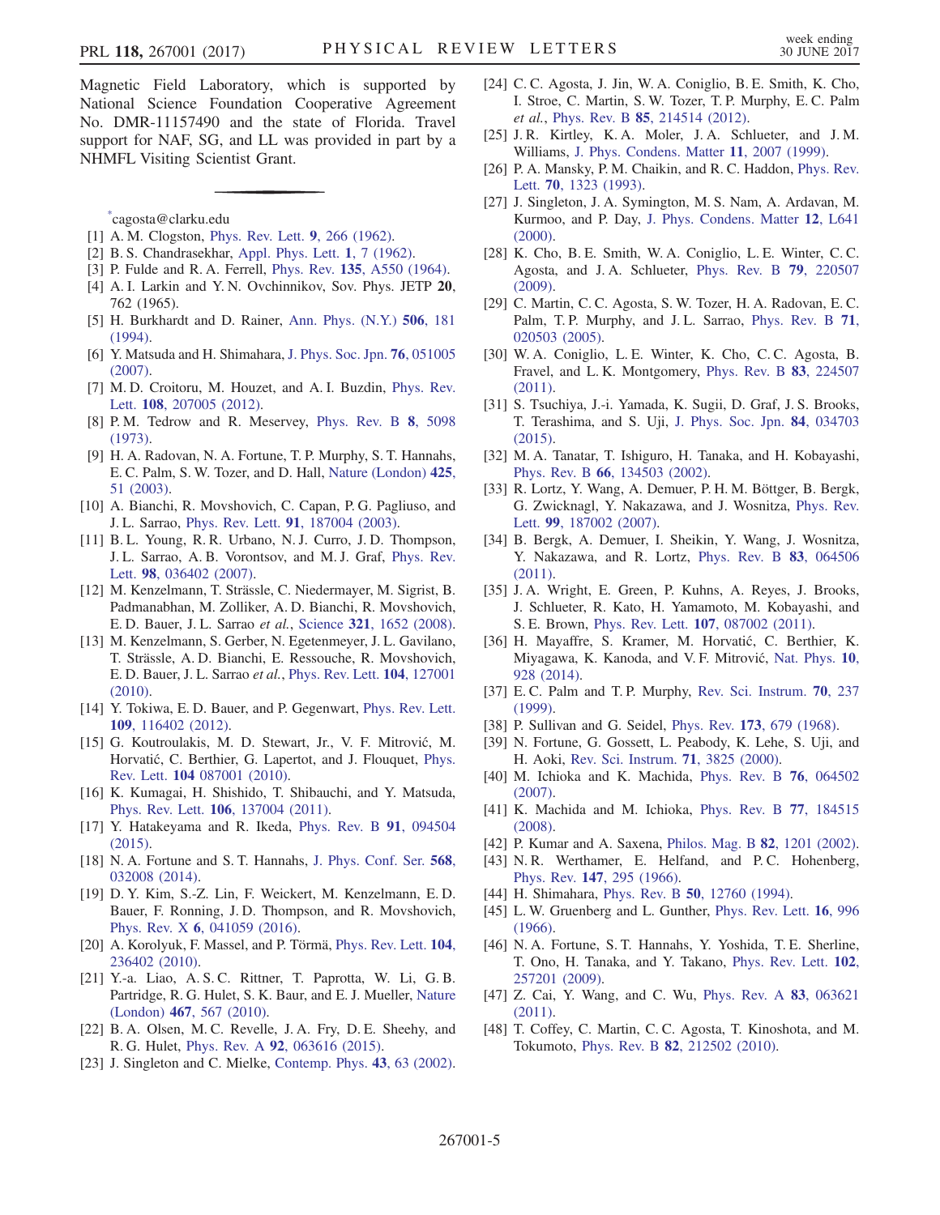Magnetic Field Laboratory, which is supported by National Science Foundation Cooperative Agreement No. DMR-11157490 and the state of Florida. Travel support for NAF, SG, and LL was provided in part by a NHMFL Visiting Scientist Grant.

---

*cagosta@clarku.edu

[1] A. M. Clogston, Phys. Rev. Lett. **9**, 266 (1962).

[2] B. S. Chandrasekhar, Appl. Phys. Lett. **1**, 7 (1962).

[3] P. Fulde and R. A. Ferrell, Phys. Rev. **135**, A550 (1964).

[4] A. I. Larkin and Y. N. Ovchinnikov, Sov. Phys. JETP **20**, 762 (1965).

[5] H. Burkhardt and D. Rainer, Ann. Phys. (N.Y.) **506**, 181 (1994).

[6] Y. Matsuda and H. Shimahara, J. Phys. Soc. Jpn. **76**, 051005 (2007).

[7] M. D. Croitoru, M. Houzet, and A. I. Buzdin, Phys. Rev. Lett. **108**, 207005 (2012).

[8] P. M. Tedrow and R. Meservey, Phys. Rev. B **8**, 5098 (1973).

[9] H. A. Radovan, N. A. Fortune, T. P. Murphy, S. T. Hannahs, E. C. Palm, S. W. Tozer, and D. Hall, Nature (London) **425**, 51 (2003).

[10] A. Bianchi, R. Movshovich, C. Capan, P. G. Pagliuso, and J. L. Sarrao, Phys. Rev. Lett. **91**, 187004 (2003).

[11] B. L. Young, R. R. Urbano, N. J. Curro, J. D. Thompson, J. L. Sarrao, A. B. Vorontsov, and M. J. Graf, Phys. Rev. Lett. **98**, 036402 (2007).

[12] M. Kenzelmann, T. Strässle, C. Niedermayer, M. Sigrist, B. Padmanabhan, M. Zolliker, A. D. Bianchi, R. Movshovich, E. D. Bauer, J. L. Sarrao *et al.*, Science **321**, 1652 (2008).

[13] M. Kenzelmann, S. Gerber, N. Egetenmeyer, J. L. Gavilano, T. Strässle, A. D. Bianchi, E. Ressouche, R. Movshovich, E. D. Bauer, J. L. Sarrao *et al.*, Phys. Rev. Lett. **104** 127001 (2010).

[14] Y. Tokiwa, E. D. Bauer, and P. Gegenwart, Phys. Rev. Lett. **109**, 116402 (2012).

[15] G. Koutroulakis, M. D. Stewart, Jr., V. F. Mitrović, M. Horvatić, C. Berthier, G. Lapertot, and J. Flouquet, Phys. Rev. Lett. **104** 087001 (2010).

[16] K. Kumagai, H. Shishido, T. Shibauchi, and Y. Matsuda, Phys. Rev. Lett. **106**, 137004 (2011).

[17] Y. Hatakeyama and R. Ikeda, Phys. Rev. B **91**, 094504 (2015).

[18] N. A. Fortune and S. T. Hannahs, J. Phys. Conf. Ser. **568**, 032008 (2014).

[19] D. Y. Kim, S.-Z. Lin, F. Weickert, M. Kenzelmann, E. D. Bauer, F. Ronning, J. D. Thompson, and R. Movshovich, Phys. Rev. X **6**, 041059 (2016).

[20] A. Korolyuk, F. Massel, and P. Törmä, Phys. Rev. Lett. **104**, 236402 (2010).

[21] Y.-a. Liao, A. S. C. Rittner, T. Paprotta, W. Li, G. B. Partridge, R. G. Hulet, S. K. Baur, and E. J. Mueller, Nature (London) **467**, 567 (2010).

[22] B. A. Olsen, M. C. Revelle, J. A. Fry, D. E. Sheehy, and R. G. Hulet, Phys. Rev. A **92**, 063616 (2015).

[23] J. Singleton and C. Mielke, Contemp. Phys. **43**, 63 (2002).

[24] C. C. Agosta, J. Jin, W. A. Coniglio, B. E. Smith, K. Cho, I. Stroe, C. Martin, S. W. Tozer, T. P. Murphy, E. C. Palm *et al.*, Phys. Rev. B **85**, 214514 (2012).

[25] J. R. Kirtley, K. A. Moler, J. A. Schlueter, and J. M. Williams, J. Phys. Condens. Matter **11**, 2007 (1999).

[26] P. A. Mansky, P. M. Chaikin, and R. C. Haddon, Phys. Rev. Lett. **70**, 1323 (1993).

[27] J. Singleton, J. A. Symington, M. S. Nam, A. Ardavan, M. Kurmoo, and P. Day, J. Phys. Condens. Matter **12**, L641 (2000).

[28] K. Cho, B. E. Smith, W. A. Coniglio, L. E. Winter, C. C. Agosta, and J. A. Schlueter, Phys. Rev. B **79**, 220507 (2009).

[29] C. Martin, C. C. Agosta, S. W. Tozer, H. A. Radovan, E. C. Palm, T. P. Murphy, and J. L. Sarrao, Phys. Rev. B **71**, 020503 (2005).

[30] W. A. Coniglio, L. E. Winter, K. Cho, C. C. Agosta, B. Fravel, and L. K. Montgomery, Phys. Rev. B **83**, 224507 (2011).

[31] S. Tsuchiya, J.-i. Yamada, K. Sugii, D. Graf, J. S. Brooks, T. Terashima, and S. Uji, J. Phys. Soc. Jpn. **84**, 034703 (2015).

[32] M. A. Tanatar, T. Ishiguro, H. Tanaka, and H. Kobayashi, Phys. Rev. B **66**, 134503 (2002).

[33] R. Lortz, Y. Wang, A. Demuer, P. H. M. Böttger, B. Bergk, G. Zwicknagl, Y. Nakazawa, and J. Wosnitza, Phys. Rev. Lett. **99**, 187002 (2007).

[34] B. Bergk, A. Demuer, I. Sheikin, Y. Wang, J. Wosnitza, Y. Nakazawa, and R. Lortz, Phys. Rev. B **83**, 064506 (2011).

[35] J. A. Wright, E. Green, P. Kuhns, A. Reyes, J. Brooks, J. Schlueter, R. Kato, H. Yamamoto, M. Kobayashi, and S. E. Brown, Phys. Rev. Lett. **107**, 087002 (2011).

[36] H. Mayaffre, S. Kramer, M. Horvatić, C. Berthier, K. Miyagawa, K. Kanoda, and V. F. Mitrović, Nat. Phys. **10**, 928 (2014).

[37] E. C. Palm and T. P. Murphy, Rev. Sci. Instrum. **70**, 237 (1999).

[38] P. Sullivan and G. Seidel, Phys. Rev. **173**, 679 (1968).

[39] N. Fortune, G. Gossett, L. Peabody, K. Lehe, S. Uji, and H. Aoki, Rev. Sci. Instrum. **71**, 3825 (2000).

[40] M. Ichioka and K. Machida, Phys. Rev. B **76**, 064502 (2007).

[41] K. Machida and M. Ichioka, Phys. Rev. B **77**, 184515 (2008).

[42] P. Kumar and A. Saxena, Philos. Mag. B **82**, 1201 (2002).

[43] N. R. Werthamer, E. Helfand, and P. C. Hohenberg, Phys. Rev. **147**, 295 (1966).

[44] H. Shimahara, Phys. Rev. B **50**, 12760 (1994).

[45] L. W. Gruenberg and L. Gunther, Phys. Rev. Lett. **16**, 996 (1966).

[46] N. A. Fortune, S. T. Hannahs, Y. Yoshida, T. E. Sherline, T. Ono, H. Tanaka, and Y. Takano, Phys. Rev. Lett. **102**, 257201 (2009).

[47] Z. Cai, Y. Wang, and C. Wu, Phys. Rev. A **83**, 063621 (2011).

[48] T. Coffey, C. Martin, C. C. Agosta, T. Kinoshota, and M. Tokumoto, Phys. Rev. B **82**, 212502 (2010).